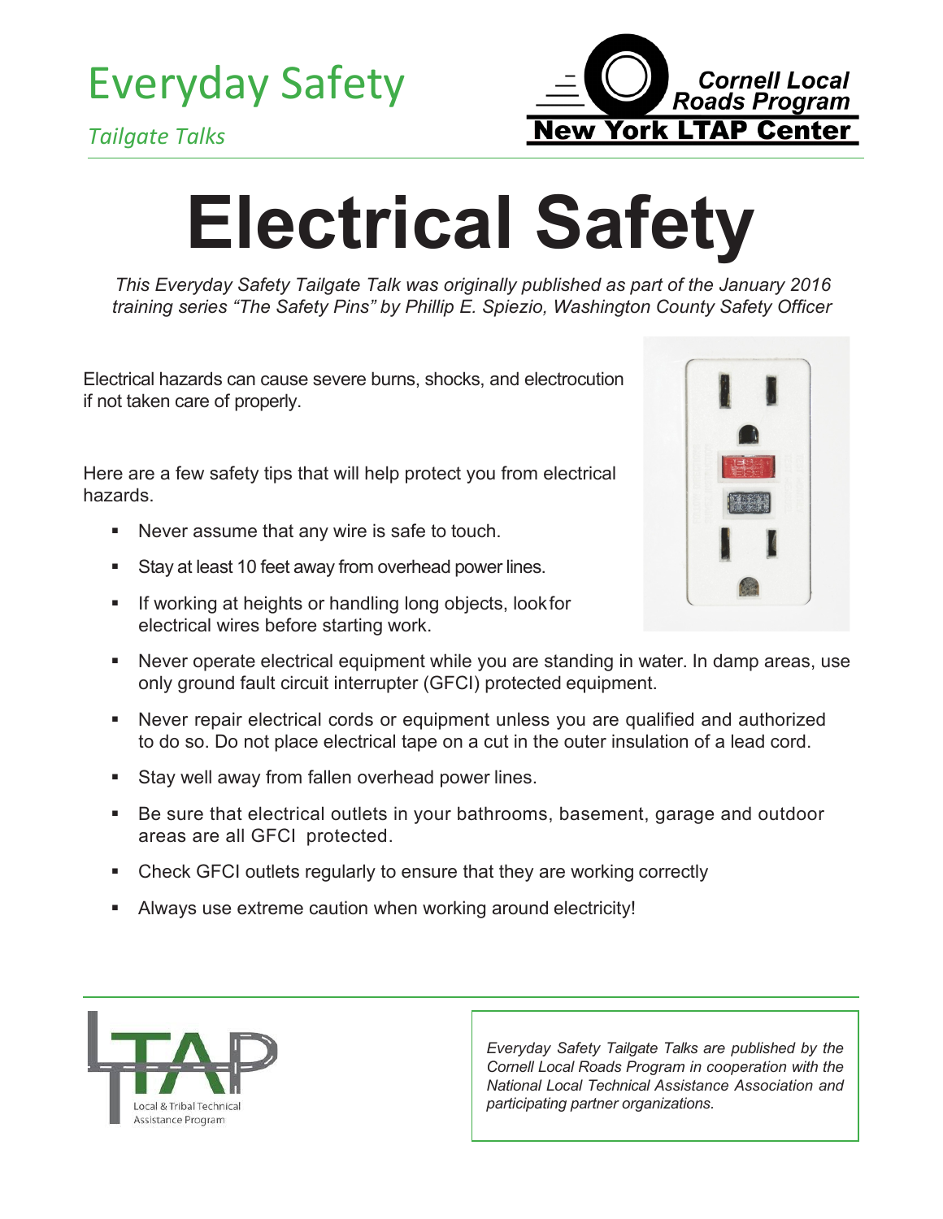Everyday Safety

*Tailgate Talks*

Cornell Local Roads Program
New York LTAP Center

# Electrical Safety

*This Everyday Safety Tailgate Talk was originally published as part of the January 2016 training series "The Safety Pins" by Phillip E. Spiezio, Washington County Safety Officer*

Electrical hazards can cause severe burns, shocks, and electrocution if not taken care of properly.

Here are a few safety tips that will help protect you from electrical hazards.

- Never assume that any wire is safe to touch.
- Stay at least 10 feet away from overhead power lines.
- If working at heights or handling long objects, look for electrical wires before starting work.
- Never operate electrical equipment while you are standing in water. In damp areas, use only ground fault circuit interrupter (GFCI) protected equipment.
- Never repair electrical cords or equipment unless you are qualified and authorized to do so. Do not place electrical tape on a cut in the outer insulation of a lead cord.
- Stay well away from fallen overhead power lines.
- Be sure that electrical outlets in your bathrooms, basement, garage and outdoor areas are all GFCI protected.
- Check GFCI outlets regularly to ensure that they are working correctly
- Always use extreme caution when working around electricity!

LTAP
Local & Tribal Technical Assistance Program

*Everyday Safety Tailgate Talks are published by the Cornell Local Roads Program in cooperation with the National Local Technical Assistance Association and participating partner organizations.*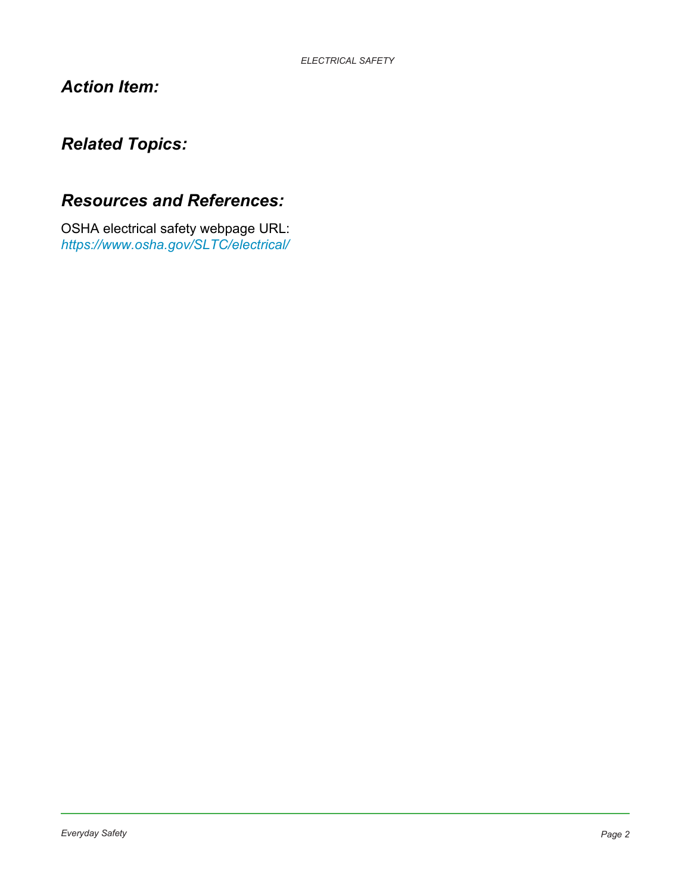## *Action Item:*

## *Related Topics:*

## *Resources and References:*

OSHA electrical safety webpage URL:
*https://www.osha.gov/SLTC/electrical/*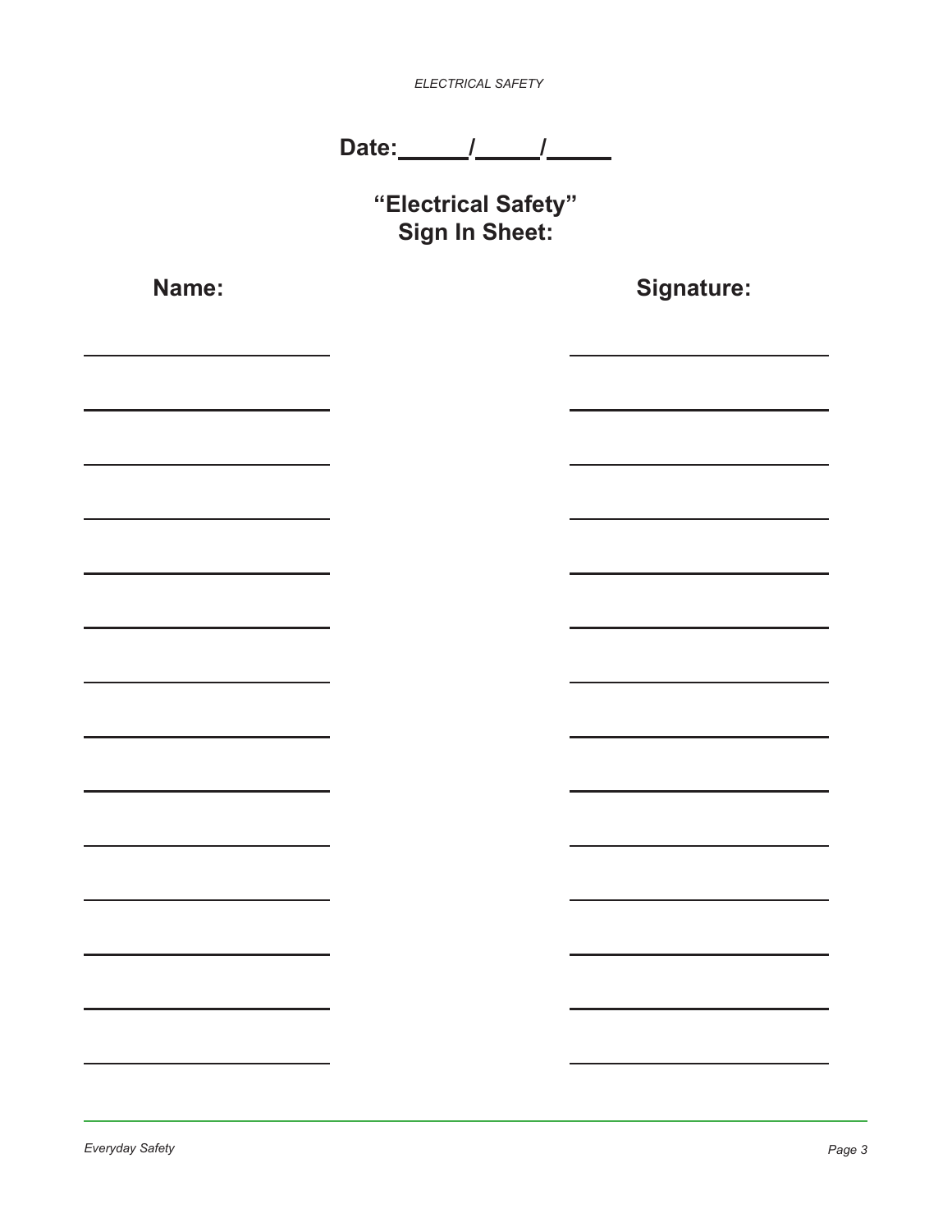**Date:\_\_\_\_\_/\_\_\_\_\_/\_\_\_\_\_**

## "Electrical Safety"
## Sign In Sheet:

| Name: | Signature: |
|---|---|
| | |
| | |
| | |
| | |
| | |
| | |
| | |
| | |
| | |
| | |
| | |
| | |
| | |
| | |